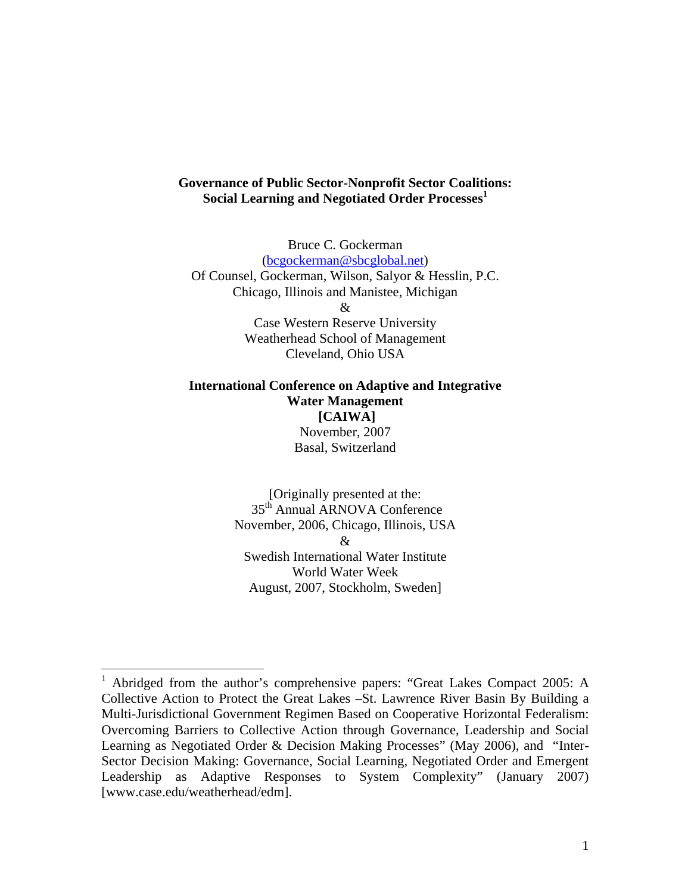# Governance of Public Sector-Nonprofit Sector Coalitions: Social Learning and Negotiated Order Processes[1]

Bruce C. Gockerman
(bcgockerman@sbcglobal.net)
Of Counsel, Gockerman, Wilson, Salyor & Hesslin, P.C.
Chicago, Illinois and Manistee, Michigan
&
Case Western Reserve University
Weatherhead School of Management
Cleveland, Ohio USA

**International Conference on Adaptive and Integrative Water Management**
**[CAIWA]**
November, 2007
Basal, Switzerland

[Originally presented at the:
35th Annual ARNOVA Conference
November, 2006, Chicago, Illinois, USA
&
Swedish International Water Institute
World Water Week
August, 2007, Stockholm, Sweden]

---

[1] Abridged from the author's comprehensive papers: "Great Lakes Compact 2005: A Collective Action to Protect the Great Lakes –St. Lawrence River Basin By Building a Multi-Jurisdictional Government Regimen Based on Cooperative Horizontal Federalism: Overcoming Barriers to Collective Action through Governance, Leadership and Social Learning as Negotiated Order & Decision Making Processes" (May 2006), and "Inter-Sector Decision Making: Governance, Social Learning, Negotiated Order and Emergent Leadership as Adaptive Responses to System Complexity" (January 2007) [www.case.edu/weatherhead/edm].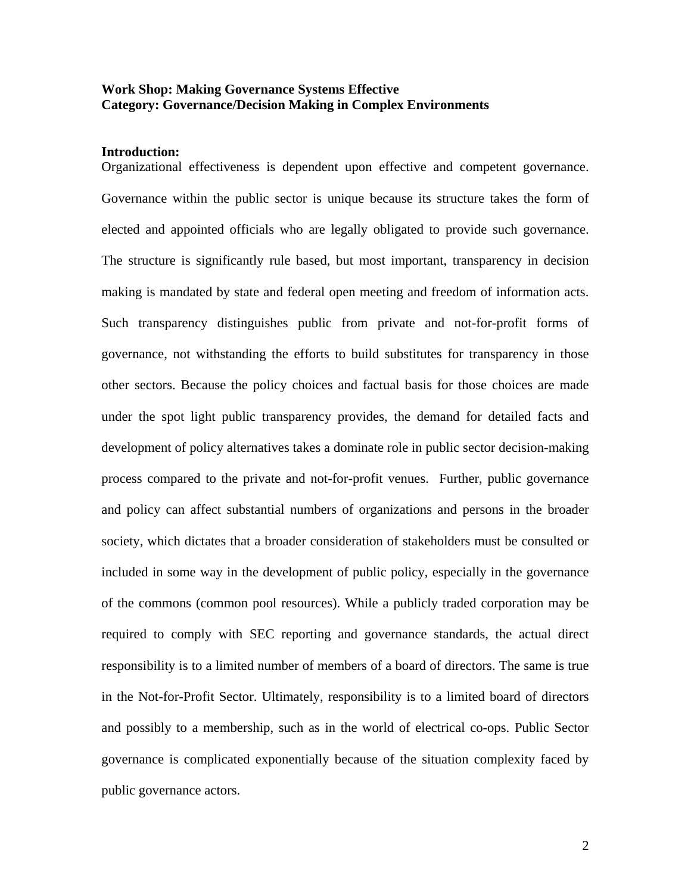**Work Shop: Making Governance Systems Effective**
**Category: Governance/Decision Making in Complex Environments**

**Introduction:**

Organizational effectiveness is dependent upon effective and competent governance. Governance within the public sector is unique because its structure takes the form of elected and appointed officials who are legally obligated to provide such governance. The structure is significantly rule based, but most important, transparency in decision making is mandated by state and federal open meeting and freedom of information acts. Such transparency distinguishes public from private and not-for-profit forms of governance, not withstanding the efforts to build substitutes for transparency in those other sectors. Because the policy choices and factual basis for those choices are made under the spot light public transparency provides, the demand for detailed facts and development of policy alternatives takes a dominate role in public sector decision-making process compared to the private and not-for-profit venues. Further, public governance and policy can affect substantial numbers of organizations and persons in the broader society, which dictates that a broader consideration of stakeholders must be consulted or included in some way in the development of public policy, especially in the governance of the commons (common pool resources). While a publicly traded corporation may be required to comply with SEC reporting and governance standards, the actual direct responsibility is to a limited number of members of a board of directors. The same is true in the Not-for-Profit Sector. Ultimately, responsibility is to a limited board of directors and possibly to a membership, such as in the world of electrical co-ops. Public Sector governance is complicated exponentially because of the situation complexity faced by public governance actors.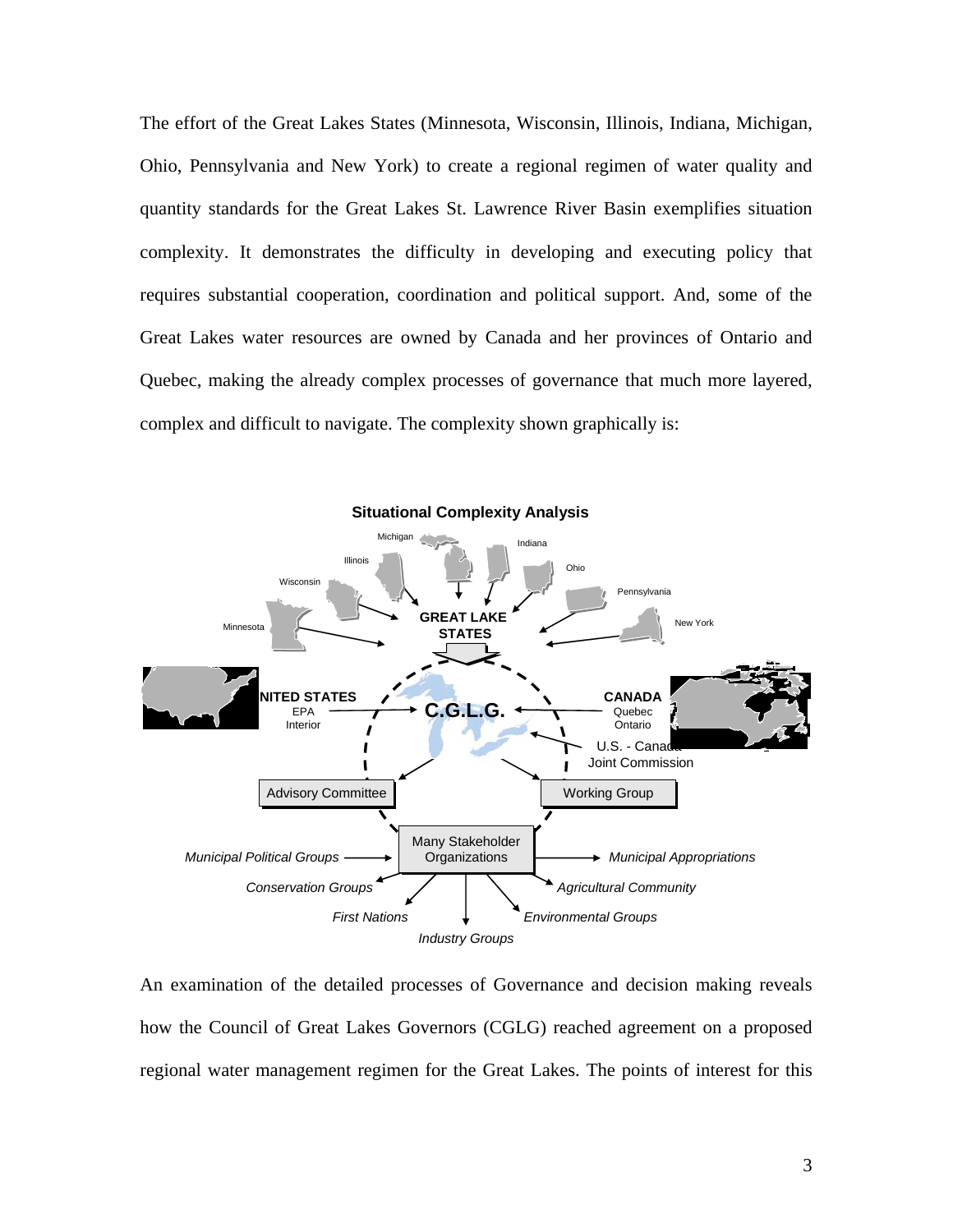The effort of the Great Lakes States (Minnesota, Wisconsin, Illinois, Indiana, Michigan, Ohio, Pennsylvania and New York) to create a regional regimen of water quality and quantity standards for the Great Lakes St. Lawrence River Basin exemplifies situation complexity. It demonstrates the difficulty in developing and executing policy that requires substantial cooperation, coordination and political support. And, some of the Great Lakes water resources are owned by Canada and her provinces of Ontario and Quebec, making the already complex processes of governance that much more layered, complex and difficult to navigate. The complexity shown graphically is:

**Situational Complexity Analysis**

Minnesota, Wisconsin, Illinois, Michigan, Indiana, Ohio, Pennsylvania, New York → **GREAT LAKE STATES**

**UNITED STATES** (EPA, Interior) → **C.G.L.G.** ← **CANADA** (Quebec, Ontario)

U.S. - Canada Joint Commission → **C.G.L.G.**

C.G.L.G. → Advisory Committee; Working Group

Many Stakeholder Organizations → *Municipal Political Groups*, *Conservation Groups*, *First Nations*, *Industry Groups*, *Environmental Groups*, *Agricultural Community*, *Municipal Appropriations*

An examination of the detailed processes of Governance and decision making reveals how the Council of Great Lakes Governors (CGLG) reached agreement on a proposed regional water management regimen for the Great Lakes. The points of interest for this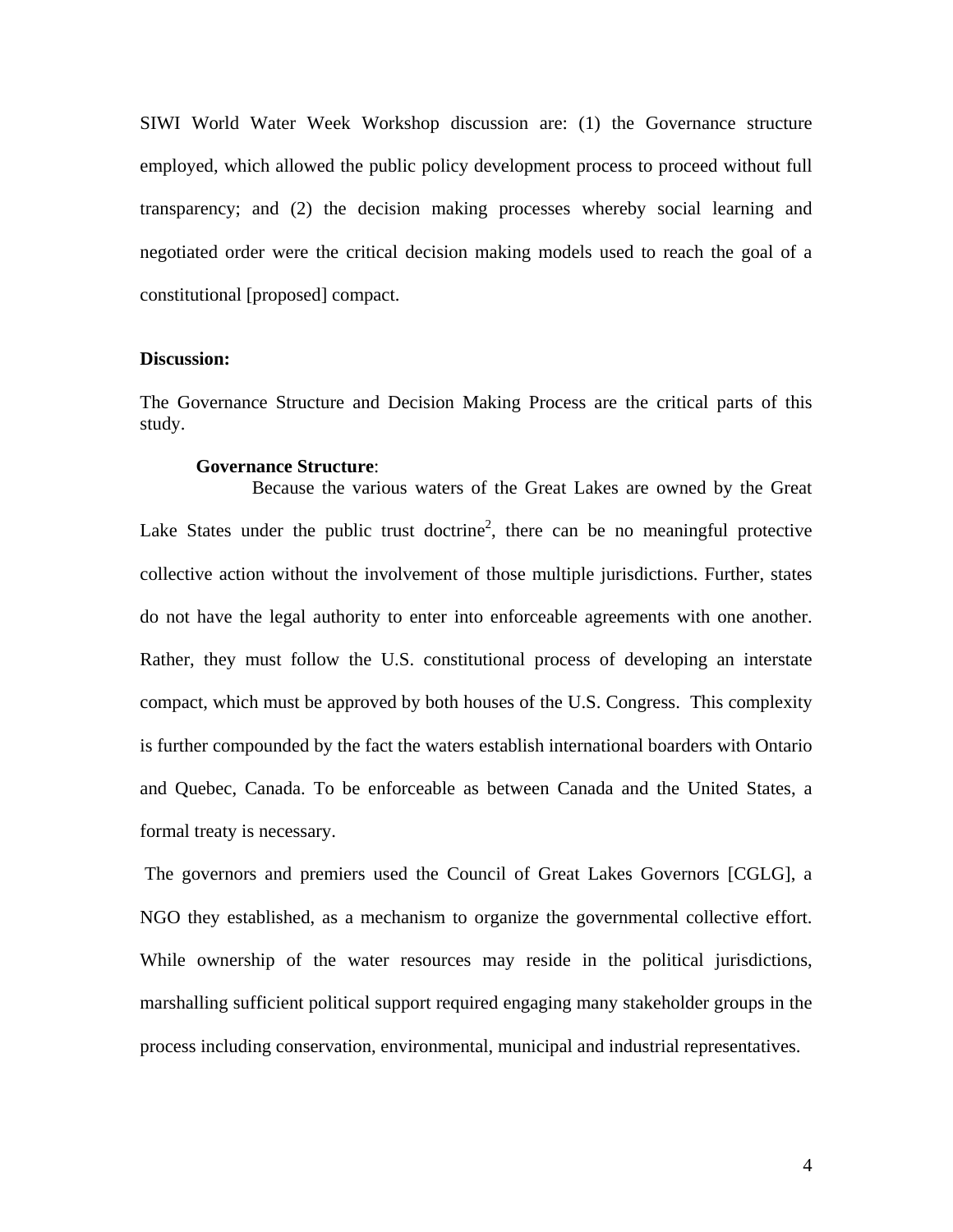SIWI World Water Week Workshop discussion are: (1) the Governance structure employed, which allowed the public policy development process to proceed without full transparency; and (2) the decision making processes whereby social learning and negotiated order were the critical decision making models used to reach the goal of a constitutional [proposed] compact.

**Discussion:**

The Governance Structure and Decision Making Process are the critical parts of this study.

**Governance Structure**:

Because the various waters of the Great Lakes are owned by the Great Lake States under the public trust doctrine[2], there can be no meaningful protective collective action without the involvement of those multiple jurisdictions. Further, states do not have the legal authority to enter into enforceable agreements with one another. Rather, they must follow the U.S. constitutional process of developing an interstate compact, which must be approved by both houses of the U.S. Congress. This complexity is further compounded by the fact the waters establish international boarders with Ontario and Quebec, Canada. To be enforceable as between Canada and the United States, a formal treaty is necessary.

The governors and premiers used the Council of Great Lakes Governors [CGLG], a NGO they established, as a mechanism to organize the governmental collective effort. While ownership of the water resources may reside in the political jurisdictions, marshalling sufficient political support required engaging many stakeholder groups in the process including conservation, environmental, municipal and industrial representatives.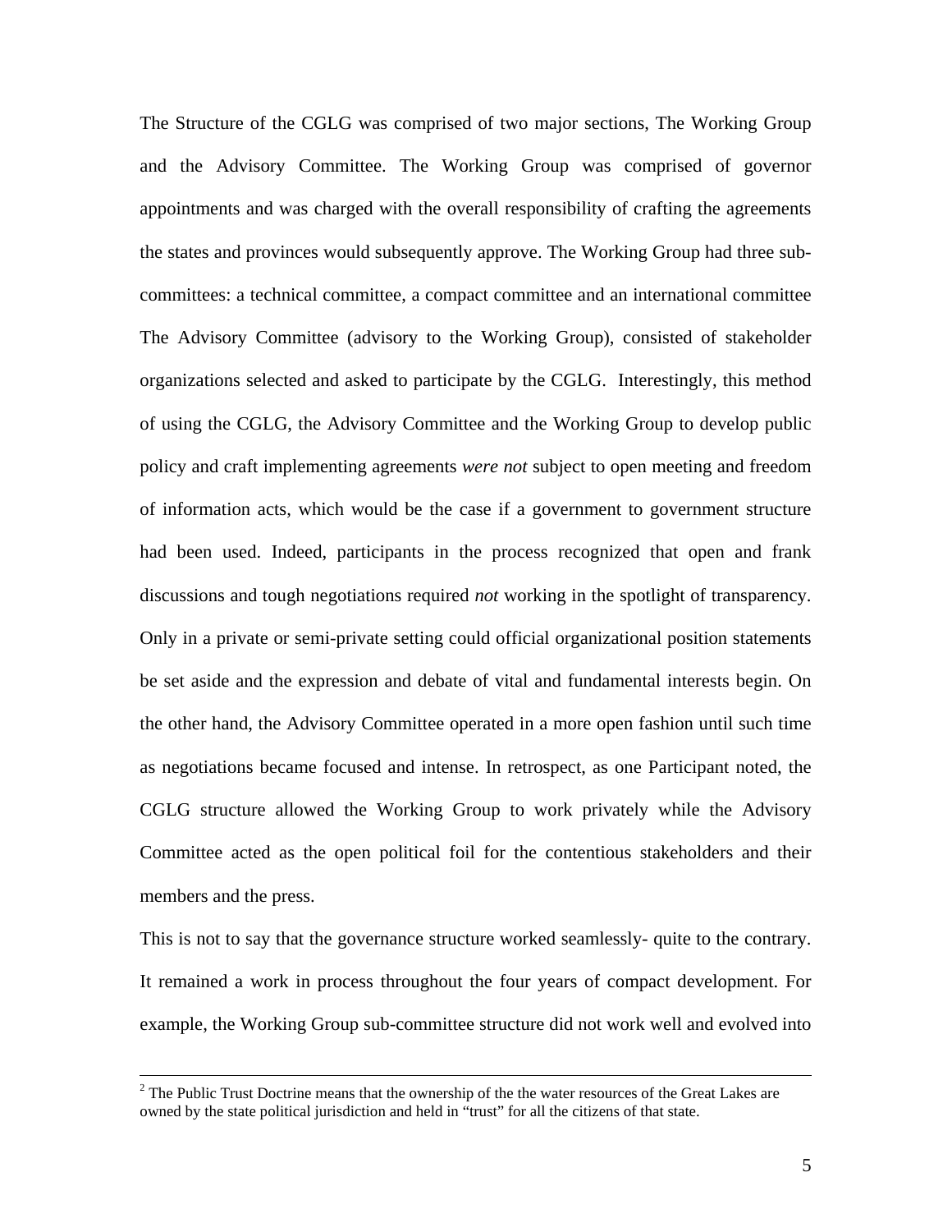The Structure of the CGLG was comprised of two major sections, The Working Group and the Advisory Committee. The Working Group was comprised of governor appointments and was charged with the overall responsibility of crafting the agreements the states and provinces would subsequently approve. The Working Group had three sub-committees: a technical committee, a compact committee and an international committee The Advisory Committee (advisory to the Working Group), consisted of stakeholder organizations selected and asked to participate by the CGLG. Interestingly, this method of using the CGLG, the Advisory Committee and the Working Group to develop public policy and craft implementing agreements *were not* subject to open meeting and freedom of information acts, which would be the case if a government to government structure had been used. Indeed, participants in the process recognized that open and frank discussions and tough negotiations required *not* working in the spotlight of transparency. Only in a private or semi-private setting could official organizational position statements be set aside and the expression and debate of vital and fundamental interests begin. On the other hand, the Advisory Committee operated in a more open fashion until such time as negotiations became focused and intense. In retrospect, as one Participant noted, the CGLG structure allowed the Working Group to work privately while the Advisory Committee acted as the open political foil for the contentious stakeholders and their members and the press.

This is not to say that the governance structure worked seamlessly- quite to the contrary. It remained a work in process throughout the four years of compact development. For example, the Working Group sub-committee structure did not work well and evolved into

---

[2] The Public Trust Doctrine means that the ownership of the the water resources of the Great Lakes are owned by the state political jurisdiction and held in "trust" for all the citizens of that state.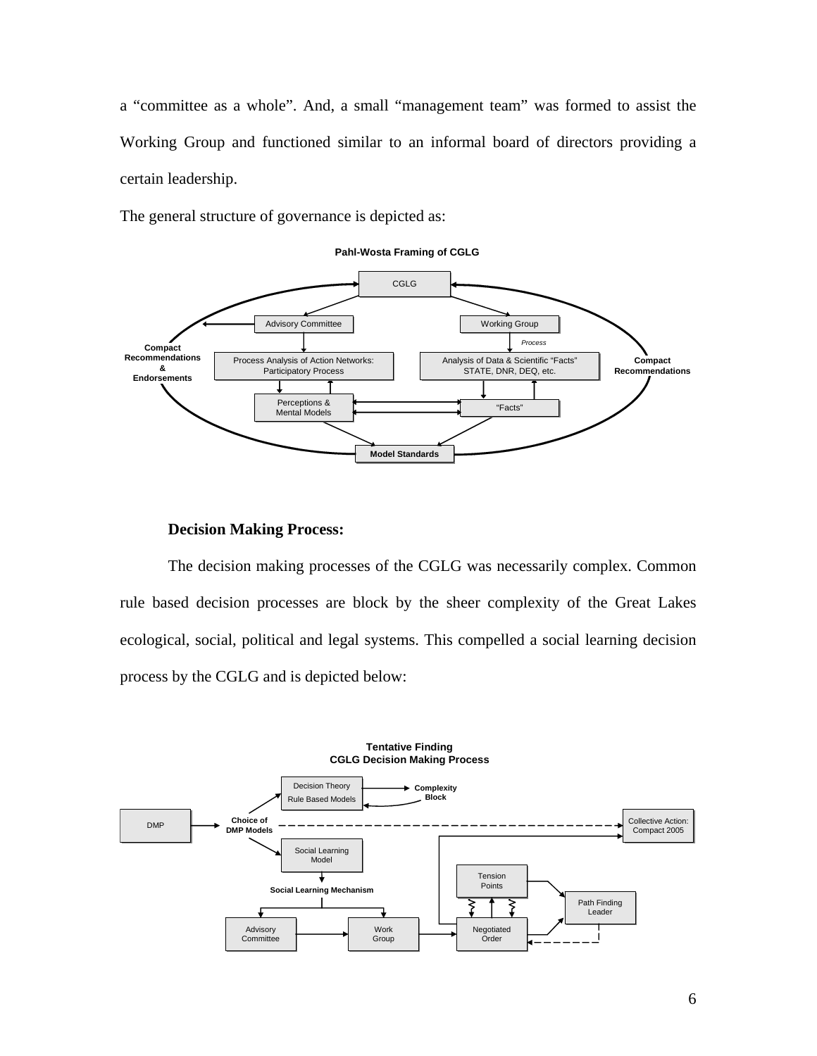a "committee as a whole". And, a small "management team" was formed to assist the Working Group and functioned similar to an informal board of directors providing a certain leadership.

The general structure of governance is depicted as:

**Pahl-Wosta Framing of CGLG**

CGLG

Advisory Committee

Working Group

*Process*

Compact Recommendations & Endorsements

Process Analysis of Action Networks: Participatory Process

Analysis of Data & Scientific "Facts" STATE, DNR, DEQ, etc.

Compact Recommendations

Perceptions & Mental Models

"Facts"

**Model Standards**

**Decision Making Process:**

The decision making processes of the CGLG was necessarily complex. Common rule based decision processes are block by the sheer complexity of the Great Lakes ecological, social, political and legal systems. This compelled a social learning decision process by the CGLG and is depicted below:

**Tentative Finding**
**CGLG Decision Making Process**

Decision Theory Rule Based Models

**Complexity Block**

DMP

**Choice of DMP Models**

Collective Action: Compact 2005

Social Learning Model

**Social Learning Mechanism**

Tension Points

Path Finding Leader

Advisory Committee

Work Group

Negotiated Order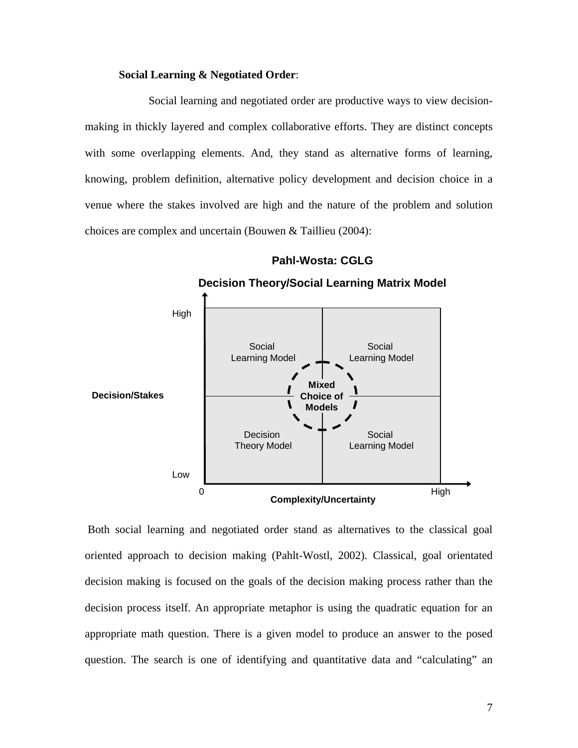**Social Learning & Negotiated Order**:

Social learning and negotiated order are productive ways to view decision-making in thickly layered and complex collaborative efforts. They are distinct concepts with some overlapping elements. And, they stand as alternative forms of learning, knowing, problem definition, alternative policy development and decision choice in a venue where the stakes involved are high and the nature of the problem and solution choices are complex and uncertain (Bouwen & Taillieu (2004):

**Pahl-Wosta: CGLG**

**Decision Theory/Social Learning Matrix Model**

| Decision/Stakes | Low Complexity/Uncertainty | High Complexity/Uncertainty |
| --- | --- | --- |
| High | Social Learning Model | Social Learning Model |
| Low | Decision Theory Model | Social Learning Model |

Center: **Mixed Choice of Models**

Both social learning and negotiated order stand as alternatives to the classical goal oriented approach to decision making (Pahlt-Wostl, 2002). Classical, goal orientated decision making is focused on the goals of the decision making process rather than the decision process itself. An appropriate metaphor is using the quadratic equation for an appropriate math question. There is a given model to produce an answer to the posed question. The search is one of identifying and quantitative data and "calculating" an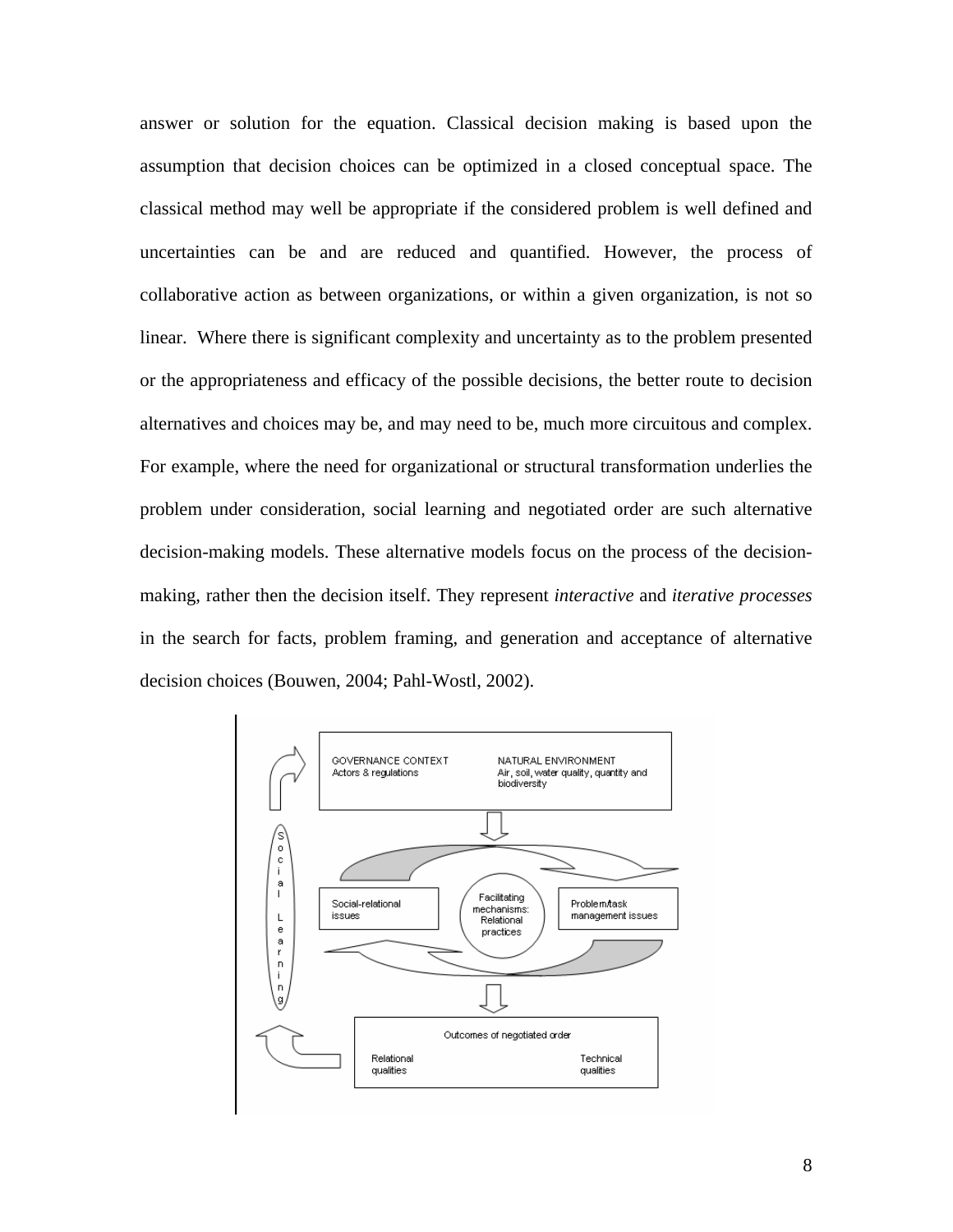answer or solution for the equation. Classical decision making is based upon the assumption that decision choices can be optimized in a closed conceptual space. The classical method may well be appropriate if the considered problem is well defined and uncertainties can be and are reduced and quantified. However, the process of collaborative action as between organizations, or within a given organization, is not so linear. Where there is significant complexity and uncertainty as to the problem presented or the appropriateness and efficacy of the possible decisions, the better route to decision alternatives and choices may be, and may need to be, much more circuitous and complex. For example, where the need for organizational or structural transformation underlies the problem under consideration, social learning and negotiated order are such alternative decision-making models. These alternative models focus on the process of the decision-making, rather then the decision itself. They represent *interactive* and *iterative processes* in the search for facts, problem framing, and generation and acceptance of alternative decision choices (Bouwen, 2004; Pahl-Wostl, 2002).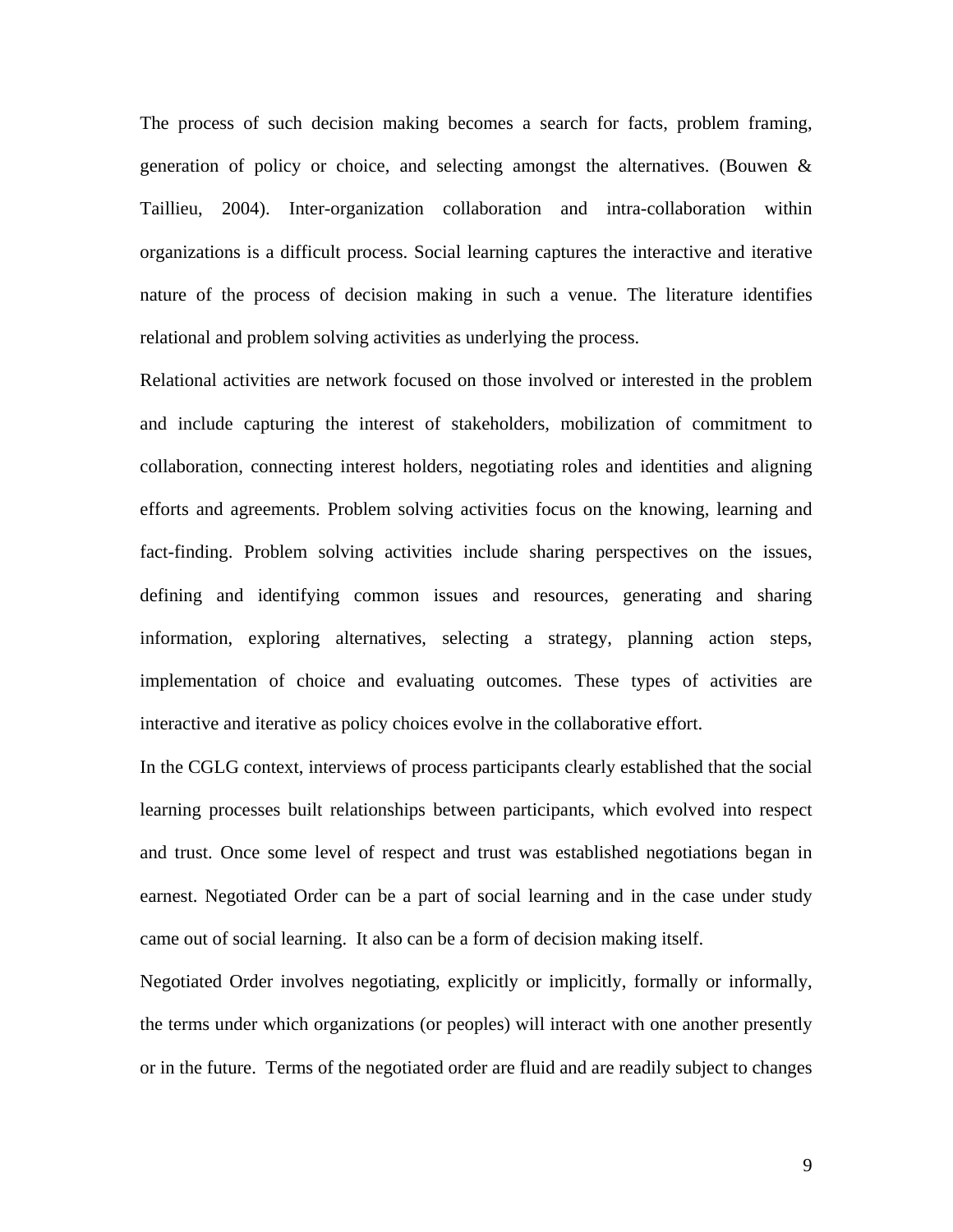The process of such decision making becomes a search for facts, problem framing, generation of policy or choice, and selecting amongst the alternatives. (Bouwen & Taillieu, 2004). Inter-organization collaboration and intra-collaboration within organizations is a difficult process. Social learning captures the interactive and iterative nature of the process of decision making in such a venue. The literature identifies relational and problem solving activities as underlying the process.

Relational activities are network focused on those involved or interested in the problem and include capturing the interest of stakeholders, mobilization of commitment to collaboration, connecting interest holders, negotiating roles and identities and aligning efforts and agreements. Problem solving activities focus on the knowing, learning and fact-finding. Problem solving activities include sharing perspectives on the issues, defining and identifying common issues and resources, generating and sharing information, exploring alternatives, selecting a strategy, planning action steps, implementation of choice and evaluating outcomes. These types of activities are interactive and iterative as policy choices evolve in the collaborative effort.

In the CGLG context, interviews of process participants clearly established that the social learning processes built relationships between participants, which evolved into respect and trust. Once some level of respect and trust was established negotiations began in earnest. Negotiated Order can be a part of social learning and in the case under study came out of social learning. It also can be a form of decision making itself.

Negotiated Order involves negotiating, explicitly or implicitly, formally or informally, the terms under which organizations (or peoples) will interact with one another presently or in the future. Terms of the negotiated order are fluid and are readily subject to changes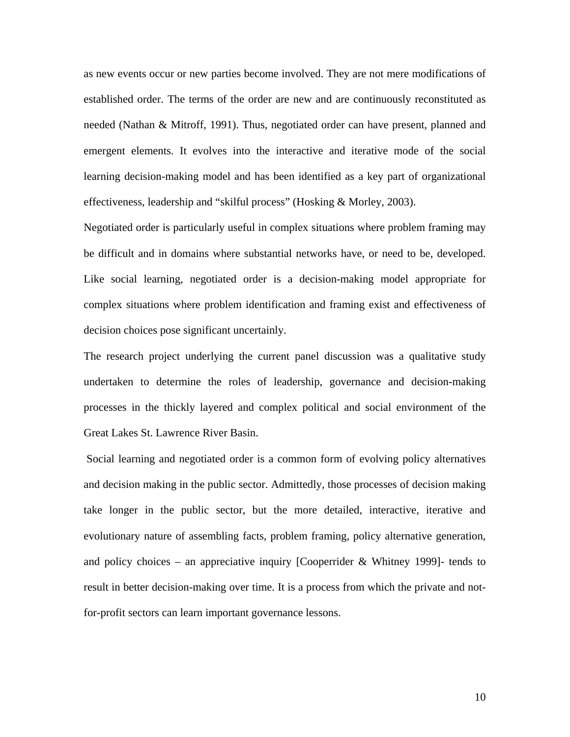as new events occur or new parties become involved. They are not mere modifications of established order. The terms of the order are new and are continuously reconstituted as needed (Nathan & Mitroff, 1991). Thus, negotiated order can have present, planned and emergent elements. It evolves into the interactive and iterative mode of the social learning decision-making model and has been identified as a key part of organizational effectiveness, leadership and "skilful process" (Hosking & Morley, 2003).

Negotiated order is particularly useful in complex situations where problem framing may be difficult and in domains where substantial networks have, or need to be, developed. Like social learning, negotiated order is a decision-making model appropriate for complex situations where problem identification and framing exist and effectiveness of decision choices pose significant uncertainly.

The research project underlying the current panel discussion was a qualitative study undertaken to determine the roles of leadership, governance and decision-making processes in the thickly layered and complex political and social environment of the Great Lakes St. Lawrence River Basin.

Social learning and negotiated order is a common form of evolving policy alternatives and decision making in the public sector. Admittedly, those processes of decision making take longer in the public sector, but the more detailed, interactive, iterative and evolutionary nature of assembling facts, problem framing, policy alternative generation, and policy choices – an appreciative inquiry [Cooperrider & Whitney 1999]- tends to result in better decision-making over time. It is a process from which the private and not-for-profit sectors can learn important governance lessons.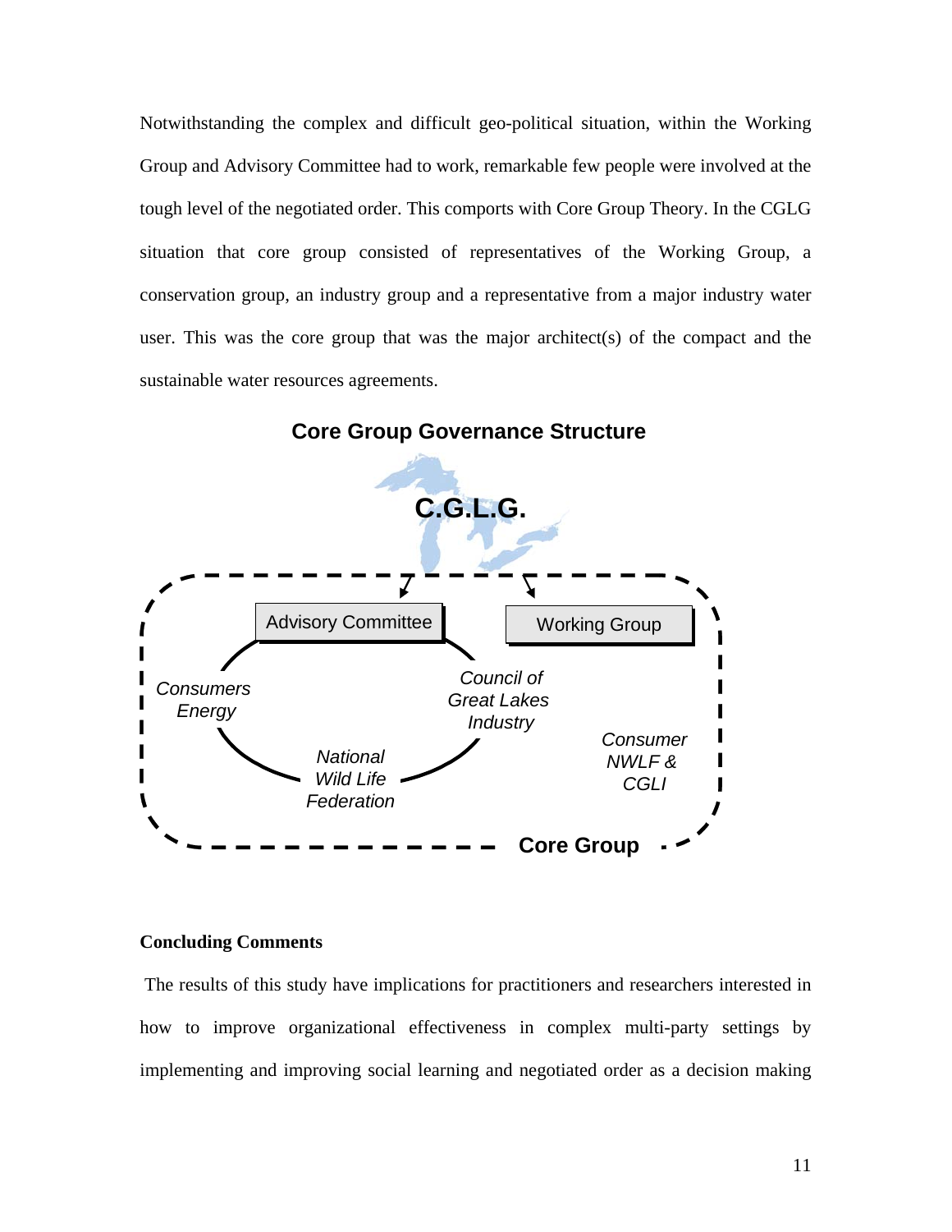Notwithstanding the complex and difficult geo-political situation, within the Working Group and Advisory Committee had to work, remarkable few people were involved at the tough level of the negotiated order. This comports with Core Group Theory. In the CGLG situation that core group consisted of representatives of the Working Group, a conservation group, an industry group and a representative from a major industry water user. This was the core group that was the major architect(s) of the compact and the sustainable water resources agreements.

**Core Group Governance Structure**

**C.G.L.G.**

Advisory Committee

Working Group

*Consumers Energy*

*Council of Great Lakes Industry*

*National Wild Life Federation*

*Consumer NWLF & CGLI*

**Core Group**

**Concluding Comments**

The results of this study have implications for practitioners and researchers interested in how to improve organizational effectiveness in complex multi-party settings by implementing and improving social learning and negotiated order as a decision making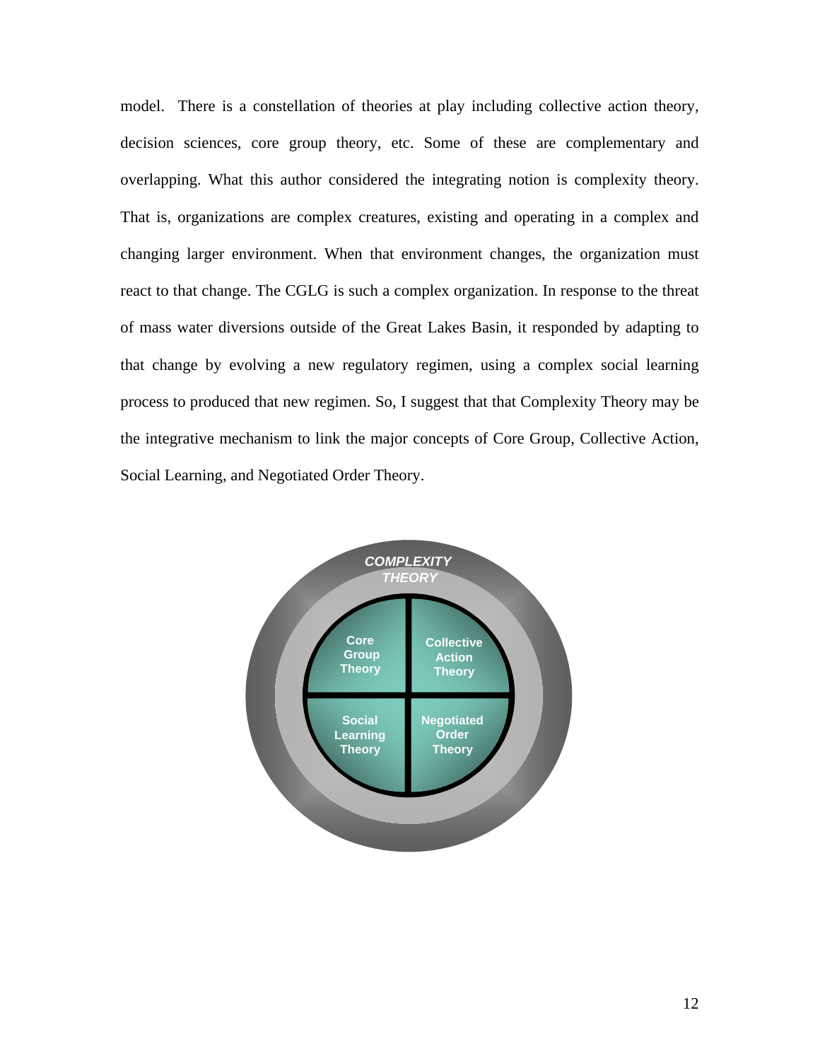model. There is a constellation of theories at play including collective action theory, decision sciences, core group theory, etc. Some of these are complementary and overlapping. What this author considered the integrating notion is complexity theory. That is, organizations are complex creatures, existing and operating in a complex and changing larger environment. When that environment changes, the organization must react to that change. The CGLG is such a complex organization. In response to the threat of mass water diversions outside of the Great Lakes Basin, it responded by adapting to that change by evolving a new regulatory regimen, using a complex social learning process to produced that new regimen. So, I suggest that that Complexity Theory may be the integrative mechanism to link the major concepts of Core Group, Collective Action, Social Learning, and Negotiated Order Theory.

*COMPLEXITY THEORY*

| Core Group Theory | Collective Action Theory |
| --- | --- |
| Social Learning Theory | Negotiated Order Theory |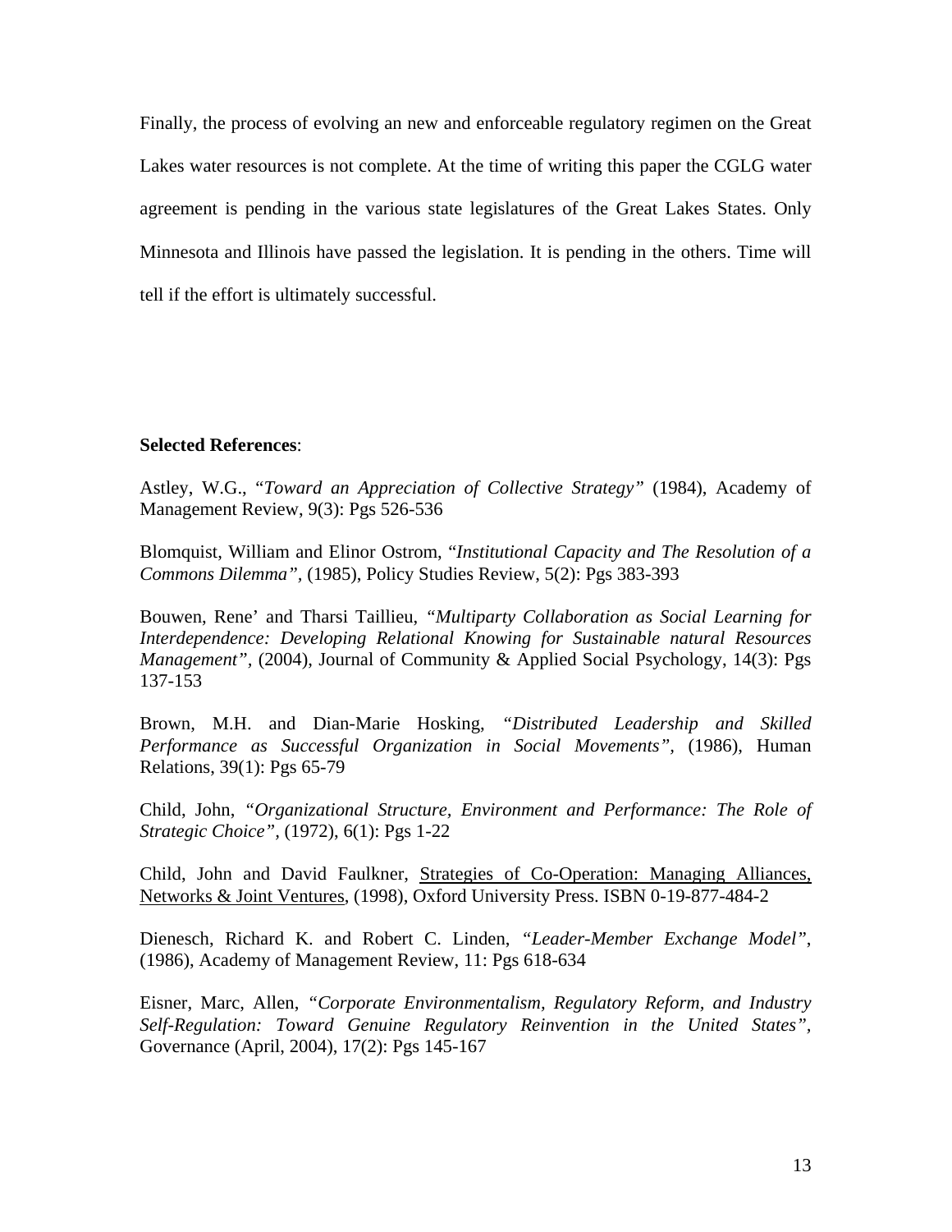Finally, the process of evolving an new and enforceable regulatory regimen on the Great Lakes water resources is not complete. At the time of writing this paper the CGLG water agreement is pending in the various state legislatures of the Great Lakes States. Only Minnesota and Illinois have passed the legislation. It is pending in the others. Time will tell if the effort is ultimately successful.

**Selected References**:

Astley, W.G., "*Toward an Appreciation of Collective Strategy"* (1984), Academy of Management Review, 9(3): Pgs 526-536

Blomquist, William and Elinor Ostrom, "*Institutional Capacity and The Resolution of a Commons Dilemma"*, (1985), Policy Studies Review, 5(2): Pgs 383-393

Bouwen, Rene' and Tharsi Taillieu, *"Multiparty Collaboration as Social Learning for Interdependence: Developing Relational Knowing for Sustainable natural Resources Management"*, (2004), Journal of Community & Applied Social Psychology, 14(3): Pgs 137-153

Brown, M.H. and Dian-Marie Hosking, *"Distributed Leadership and Skilled Performance as Successful Organization in Social Movements"*, (1986), Human Relations, 39(1): Pgs 65-79

Child, John, "*Organizational Structure, Environment and Performance: The Role of Strategic Choice"*, (1972), 6(1): Pgs 1-22

Child, John and David Faulkner, <u>Strategies of Co-Operation: Managing Alliances, Networks & Joint Ventures</u>, (1998), Oxford University Press. ISBN 0-19-877-484-2

Dienesch, Richard K. and Robert C. Linden, *"Leader-Member Exchange Model"*, (1986), Academy of Management Review, 11: Pgs 618-634

Eisner, Marc, Allen, *"Corporate Environmentalism, Regulatory Reform, and Industry Self-Regulation: Toward Genuine Regulatory Reinvention in the United States"*, Governance (April, 2004), 17(2): Pgs 145-167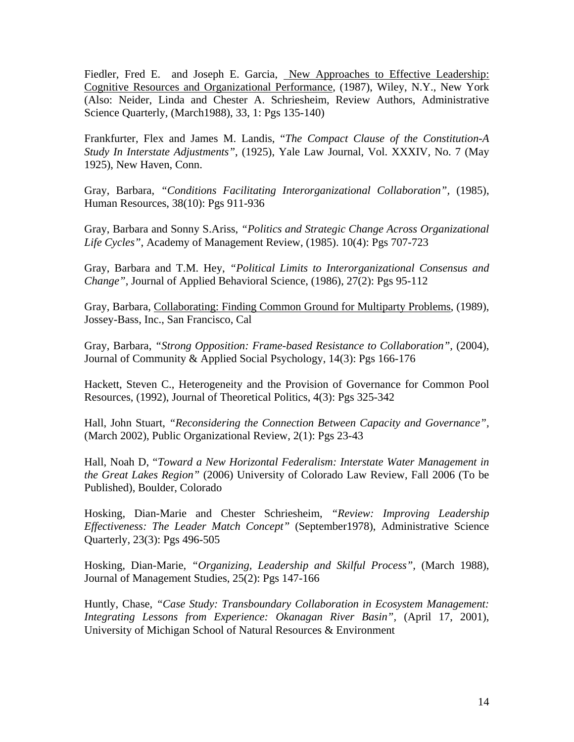Fiedler, Fred E.  and Joseph E. Garcia, New Approaches to Effective Leadership: Cognitive Resources and Organizational Performance, (1987), Wiley, N.Y., New York (Also: Neider, Linda and Chester A. Schriesheim, Review Authors, Administrative Science Quarterly, (March1988), 33, 1: Pgs 135-140)

Frankfurter, Flex and James M. Landis, "*The Compact Clause of the Constitution-A Study In Interstate Adjustments"*, (1925), Yale Law Journal, Vol. XXXIV, No. 7 (May 1925), New Haven, Conn.

Gray, Barbara, *"Conditions Facilitating Interorganizational Collaboration"*, (1985), Human Resources, 38(10): Pgs 911-936

Gray, Barbara and Sonny S.Ariss, *"Politics and Strategic Change Across Organizational Life Cycles"*, Academy of Management Review, (1985). 10(4): Pgs 707-723

Gray, Barbara and T.M. Hey, *"Political Limits to Interorganizational Consensus and Change"*, Journal of Applied Behavioral Science, (1986), 27(2): Pgs 95-112

Gray, Barbara, Collaborating: Finding Common Ground for Multiparty Problems, (1989), Jossey-Bass, Inc., San Francisco, Cal

Gray, Barbara, *"Strong Opposition: Frame-based Resistance to Collaboration"*, (2004), Journal of Community & Applied Social Psychology, 14(3): Pgs 166-176

Hackett, Steven C., Heterogeneity and the Provision of Governance for Common Pool Resources, (1992), Journal of Theoretical Politics, 4(3): Pgs 325-342

Hall, John Stuart, *"Reconsidering the Connection Between Capacity and Governance"*, (March 2002), Public Organizational Review, 2(1): Pgs 23-43

Hall, Noah D, "*Toward a New Horizontal Federalism: Interstate Water Management in the Great Lakes Region"* (2006) University of Colorado Law Review, Fall 2006 (To be Published), Boulder, Colorado

Hosking, Dian-Marie and Chester Schriesheim, *"Review: Improving Leadership Effectiveness: The Leader Match Concept"* (September1978), Administrative Science Quarterly, 23(3): Pgs 496-505

Hosking, Dian-Marie, *"Organizing, Leadership and Skilful Process"*, (March 1988), Journal of Management Studies, 25(2): Pgs 147-166

Huntly, Chase, *"Case Study: Transboundary Collaboration in Ecosystem Management: Integrating Lessons from Experience: Okanagan River Basin"*, (April 17, 2001), University of Michigan School of Natural Resources & Environment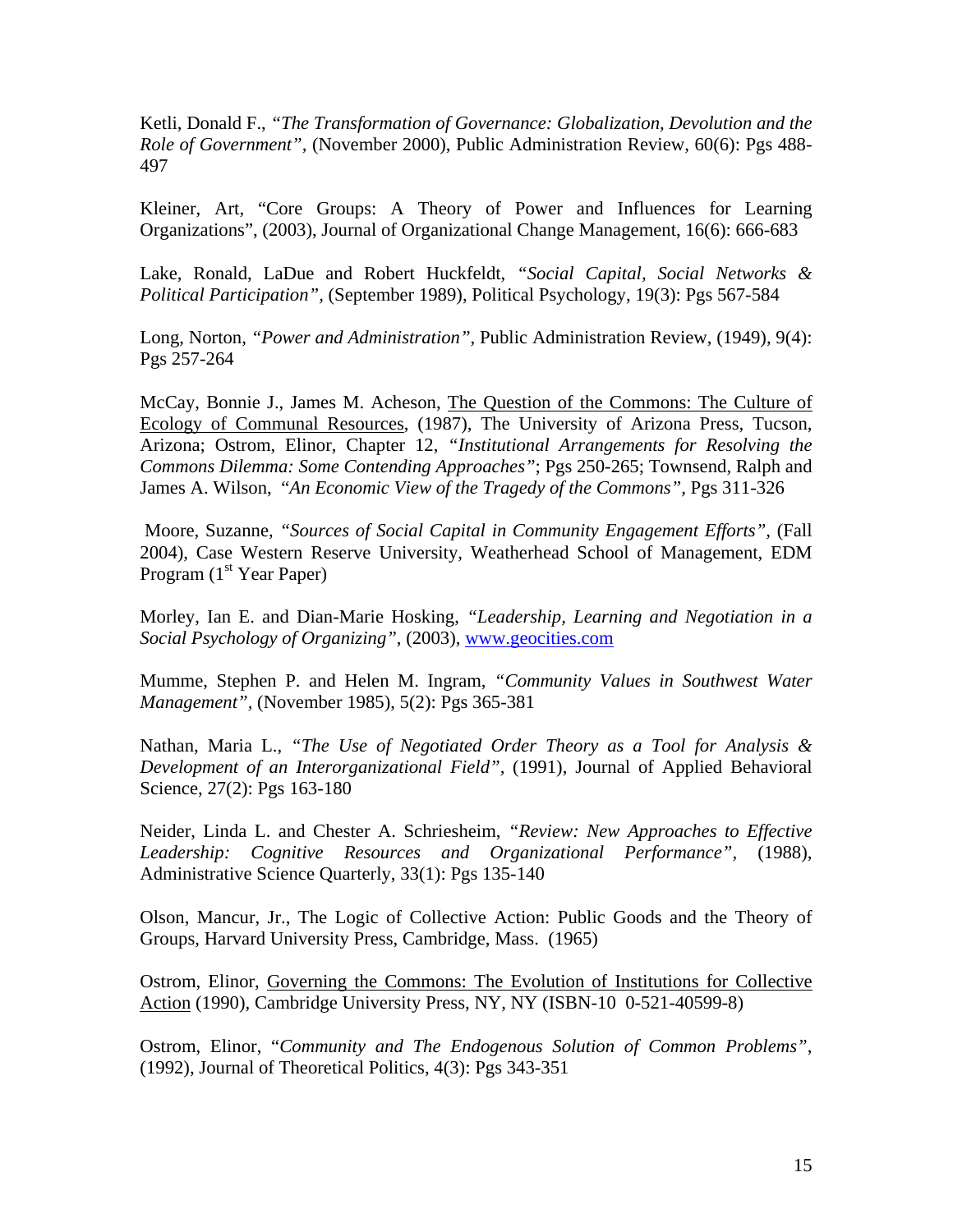Ketli, Donald F., *"The Transformation of Governance: Globalization, Devolution and the Role of Government"*, (November 2000), Public Administration Review, 60(6): Pgs 488-497

Kleiner, Art, "Core Groups: A Theory of Power and Influences for Learning Organizations", (2003), Journal of Organizational Change Management, 16(6): 666-683

Lake, Ronald, LaDue and Robert Huckfeldt, *"Social Capital, Social Networks & Political Participation"*, (September 1989), Political Psychology, 19(3): Pgs 567-584

Long, Norton, *"Power and Administration"*, Public Administration Review, (1949), 9(4): Pgs 257-264

McCay, Bonnie J., James M. Acheson, <u>The Question of the Commons: The Culture of Ecology of Communal Resources</u>, (1987), The University of Arizona Press, Tucson, Arizona; Ostrom, Elinor, Chapter 12, *"Institutional Arrangements for Resolving the Commons Dilemma: Some Contending Approaches"*; Pgs 250-265; Townsend, Ralph and James A. Wilson, *"An Economic View of the Tragedy of the Commons"*, Pgs 311-326

Moore, Suzanne, *"Sources of Social Capital in Community Engagement Efforts"*, (Fall 2004), Case Western Reserve University, Weatherhead School of Management, EDM Program (1st Year Paper)

Morley, Ian E. and Dian-Marie Hosking, *"Leadership, Learning and Negotiation in a Social Psychology of Organizing"*, (2003), www.geocities.com

Mumme, Stephen P. and Helen M. Ingram, *"Community Values in Southwest Water Management"*, (November 1985), 5(2): Pgs 365-381

Nathan, Maria L., *"The Use of Negotiated Order Theory as a Tool for Analysis & Development of an Interorganizational Field"*, (1991), Journal of Applied Behavioral Science, 27(2): Pgs 163-180

Neider, Linda L. and Chester A. Schriesheim, *"Review: New Approaches to Effective Leadership: Cognitive Resources and Organizational Performance"*, (1988), Administrative Science Quarterly, 33(1): Pgs 135-140

Olson, Mancur, Jr., The Logic of Collective Action: Public Goods and the Theory of Groups, Harvard University Press, Cambridge, Mass. (1965)

Ostrom, Elinor, <u>Governing the Commons: The Evolution of Institutions for Collective Action</u> (1990), Cambridge University Press, NY, NY (ISBN-10 0-521-40599-8)

Ostrom, Elinor, *"Community and The Endogenous Solution of Common Problems"*, (1992), Journal of Theoretical Politics, 4(3): Pgs 343-351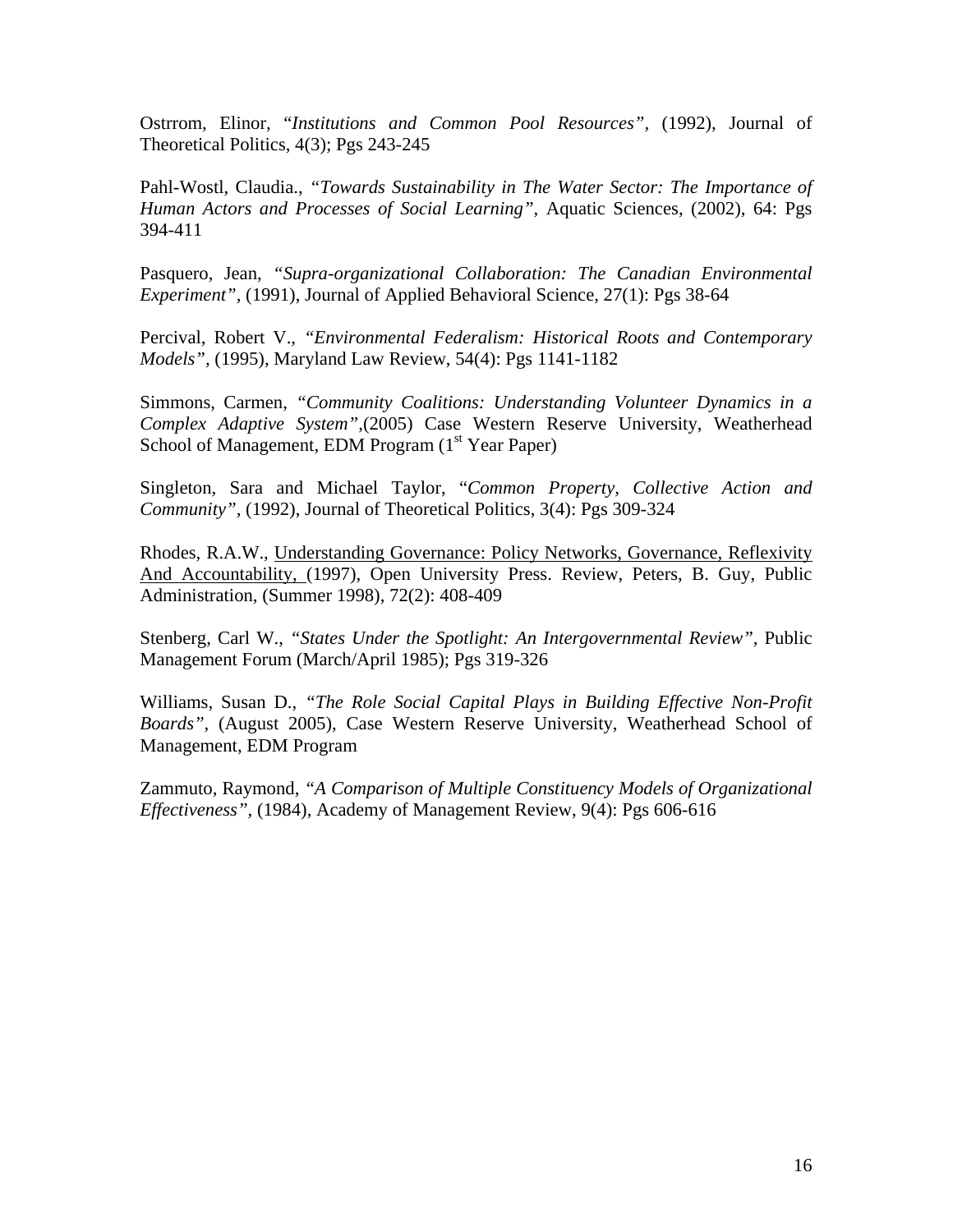Ostrrom, Elinor, *"Institutions and Common Pool Resources"*, (1992), Journal of Theoretical Politics, 4(3); Pgs 243-245

Pahl-Wostl, Claudia., *"Towards Sustainability in The Water Sector: The Importance of Human Actors and Processes of Social Learning"*, Aquatic Sciences, (2002), 64: Pgs 394-411

Pasquero, Jean, *"Supra-organizational Collaboration: The Canadian Environmental Experiment"*, (1991), Journal of Applied Behavioral Science, 27(1): Pgs 38-64

Percival, Robert V., *"Environmental Federalism: Historical Roots and Contemporary Models"*, (1995), Maryland Law Review, 54(4): Pgs 1141-1182

Simmons, Carmen, *"Community Coalitions: Understanding Volunteer Dynamics in a Complex Adaptive System"*,(2005) Case Western Reserve University, Weatherhead School of Management, EDM Program (1st Year Paper)

Singleton, Sara and Michael Taylor, "*Common Property, Collective Action and Community"*, (1992), Journal of Theoretical Politics, 3(4): Pgs 309-324

Rhodes, R.A.W., <u>Understanding Governance: Policy Networks, Governance, Reflexivity And Accountability,</u> (1997), Open University Press. Review, Peters, B. Guy, Public Administration, (Summer 1998), 72(2): 408-409

Stenberg, Carl W., *"States Under the Spotlight: An Intergovernmental Review"*, Public Management Forum (March/April 1985); Pgs 319-326

Williams, Susan D., *"The Role Social Capital Plays in Building Effective Non-Profit Boards"*, (August 2005), Case Western Reserve University, Weatherhead School of Management, EDM Program

Zammuto, Raymond, *"A Comparison of Multiple Constituency Models of Organizational Effectiveness"*, (1984), Academy of Management Review, 9(4): Pgs 606-616